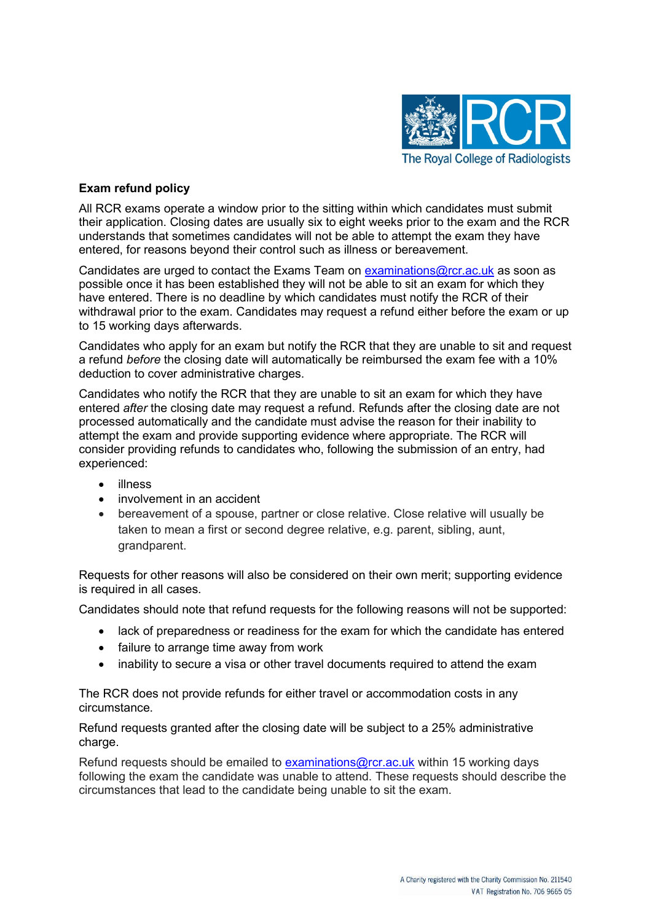**Exam refund policy**

All RCR exams operate a window prior to the sitting within which candidates must submit their application. Closing dates are usually six to eight weeks prior to the exam and the RCR understands that sometimes candidates will not be able to attempt the exam they have entered, for reasons beyond their control such as illness or bereavement.

Candidates are urged to contact the Exams Team on examinations@rcr.ac.uk as soon as possible once it has been established they will not be able to sit an exam for which they have entered. There is no deadline by which candidates must notify the RCR of their withdrawal prior to the exam. Candidates may request a refund either before the exam or up to 15 working days afterwards.

Candidates who apply for an exam but notify the RCR that they are unable to sit and request a refund *before* the closing date will automatically be reimbursed the exam fee with a 10% deduction to cover administrative charges.

Candidates who notify the RCR that they are unable to sit an exam for which they have entered *after* the closing date may request a refund. Refunds after the closing date are not processed automatically and the candidate must advise the reason for their inability to attempt the exam and provide supporting evidence where appropriate. The RCR will consider providing refunds to candidates who, following the submission of an entry, had experienced:

- illness
- involvement in an accident
- bereavement of a spouse, partner or close relative. Close relative will usually be taken to mean a first or second degree relative, e.g. parent, sibling, aunt, grandparent.

Requests for other reasons will also be considered on their own merit; supporting evidence is required in all cases.

Candidates should note that refund requests for the following reasons will not be supported:

- lack of preparedness or readiness for the exam for which the candidate has entered
- failure to arrange time away from work
- inability to secure a visa or other travel documents required to attend the exam

The RCR does not provide refunds for either travel or accommodation costs in any circumstance.

Refund requests granted after the closing date will be subject to a 25% administrative charge.

Refund requests should be emailed to examinations@rcr.ac.uk within 15 working days following the exam the candidate was unable to attend. These requests should describe the circumstances that lead to the candidate being unable to sit the exam.

A Charity registered with the Charity Commission No. 211540
VAT Registration No. 706 9665 05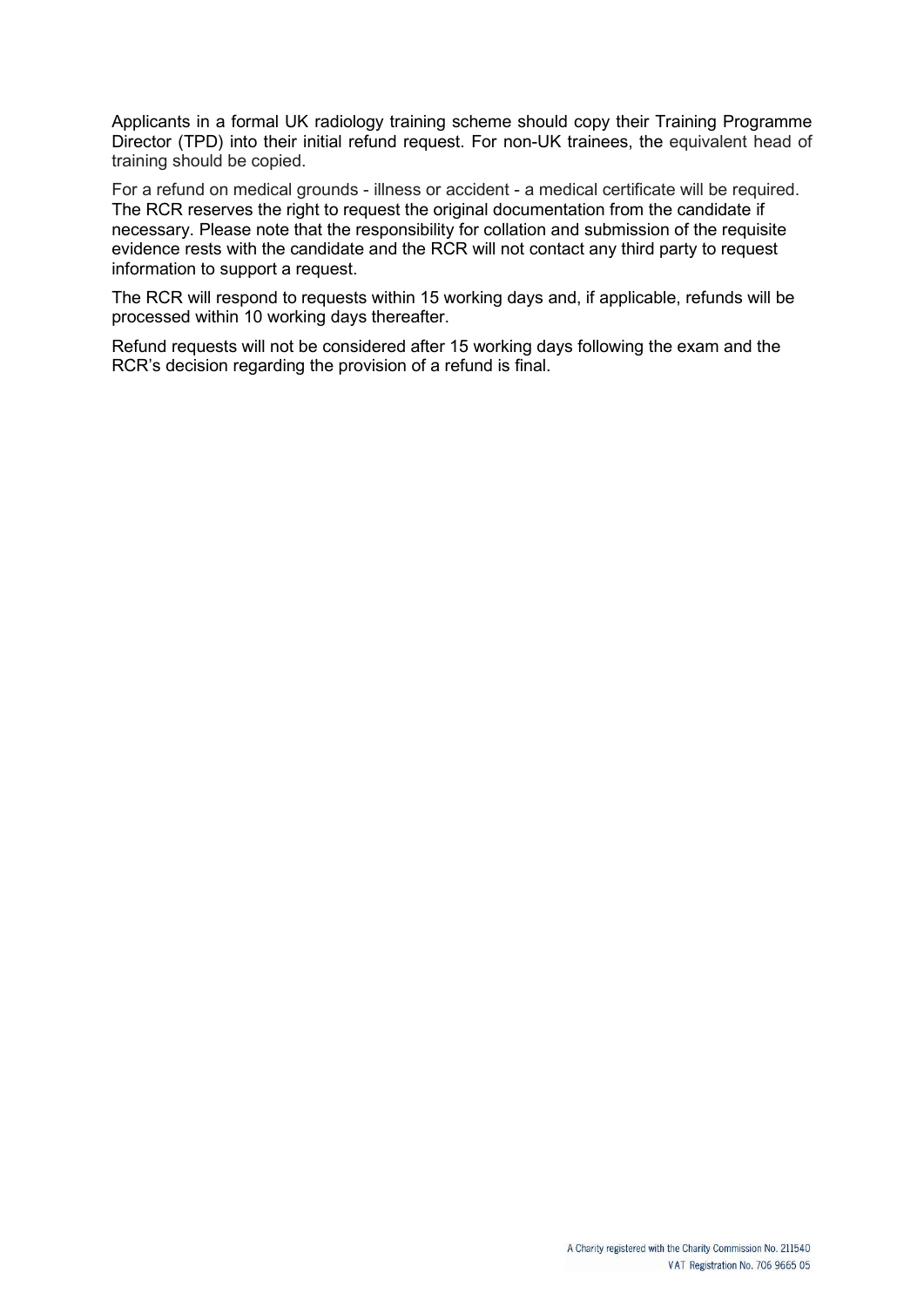Applicants in a formal UK radiology training scheme should copy their Training Programme Director (TPD) into their initial refund request. For non-UK trainees, the equivalent head of training should be copied.

For a refund on medical grounds - illness or accident - a medical certificate will be required. The RCR reserves the right to request the original documentation from the candidate if necessary. Please note that the responsibility for collation and submission of the requisite evidence rests with the candidate and the RCR will not contact any third party to request information to support a request.

The RCR will respond to requests within 15 working days and, if applicable, refunds will be processed within 10 working days thereafter.

Refund requests will not be considered after 15 working days following the exam and the RCR's decision regarding the provision of a refund is final.

A Charity registered with the Charity Commission No. 211540
VAT Registration No. 706 9665 05